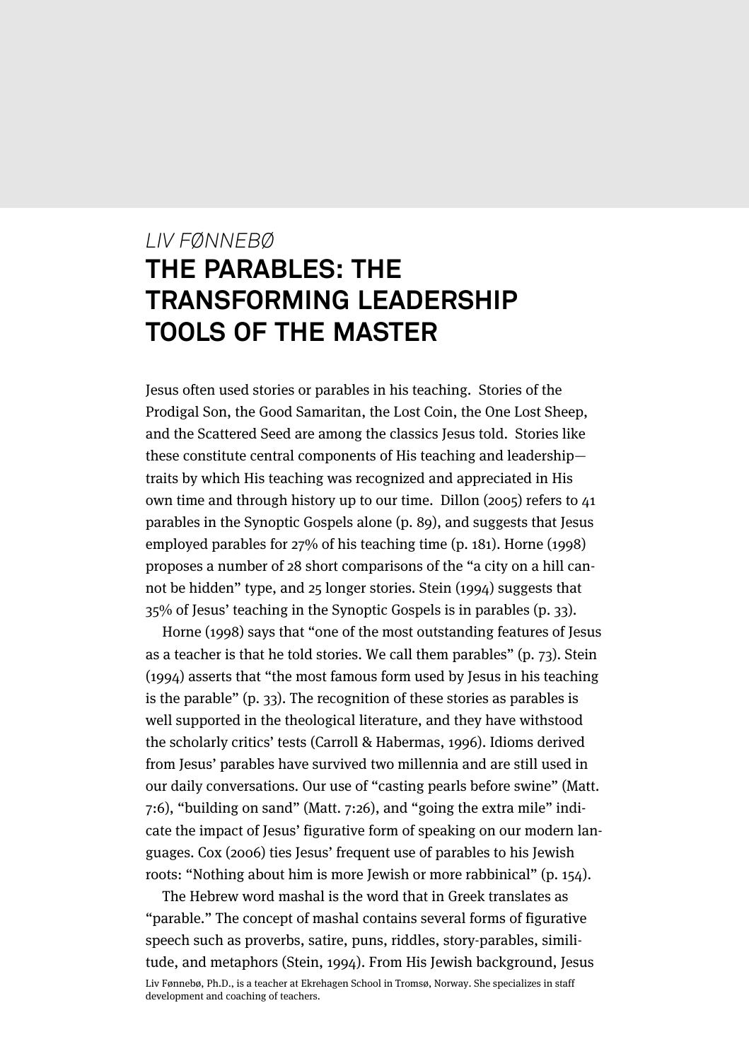*LIV FØNNEBØ*

# THE PARABLES: THE TRANSFORMING LEADERSHIP TOOLS OF THE MASTER

Jesus often used stories or parables in his teaching. Stories of the Prodigal Son, the Good Samaritan, the Lost Coin, the One Lost Sheep, and the Scattered Seed are among the classics Jesus told. Stories like these constitute central components of His teaching and leadership—traits by which His teaching was recognized and appreciated in His own time and through history up to our time. Dillon (2005) refers to 41 parables in the Synoptic Gospels alone (p. 89), and suggests that Jesus employed parables for 27% of his teaching time (p. 181). Horne (1998) proposes a number of 28 short comparisons of the "a city on a hill cannot be hidden" type, and 25 longer stories. Stein (1994) suggests that 35% of Jesus' teaching in the Synoptic Gospels is in parables (p. 33).

Horne (1998) says that "one of the most outstanding features of Jesus as a teacher is that he told stories. We call them parables" (p. 73). Stein (1994) asserts that "the most famous form used by Jesus in his teaching is the parable" (p. 33). The recognition of these stories as parables is well supported in the theological literature, and they have withstood the scholarly critics' tests (Carroll & Habermas, 1996). Idioms derived from Jesus' parables have survived two millennia and are still used in our daily conversations. Our use of "casting pearls before swine" (Matt. 7:6), "building on sand" (Matt. 7:26), and "going the extra mile" indicate the impact of Jesus' figurative form of speaking on our modern languages. Cox (2006) ties Jesus' frequent use of parables to his Jewish roots: "Nothing about him is more Jewish or more rabbinical" (p. 154).

The Hebrew word mashal is the word that in Greek translates as "parable." The concept of mashal contains several forms of figurative speech such as proverbs, satire, puns, riddles, story-parables, similitude, and metaphors (Stein, 1994). From His Jewish background, Jesus

Liv Fønnebø, Ph.D., is a teacher at Ekrehagen School in Tromsø, Norway. She specializes in staff development and coaching of teachers.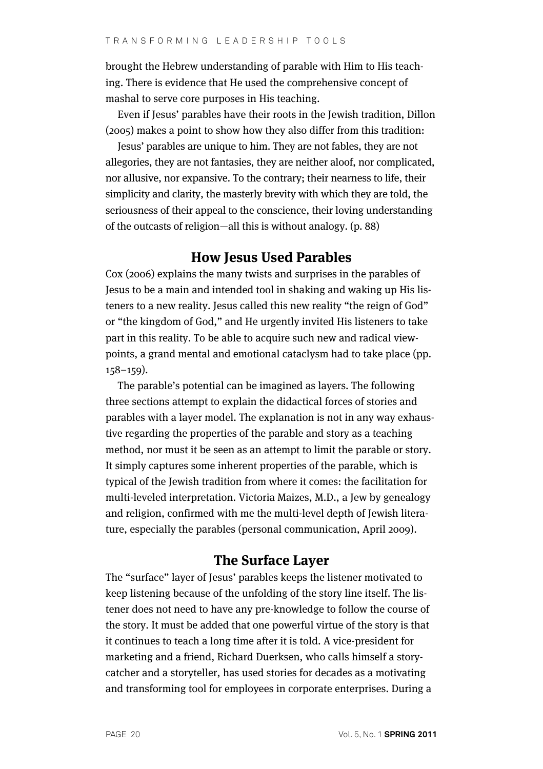brought the Hebrew understanding of parable with Him to His teaching. There is evidence that He used the comprehensive concept of mashal to serve core purposes in His teaching.

Even if Jesus' parables have their roots in the Jewish tradition, Dillon (2005) makes a point to show how they also differ from this tradition:

Jesus' parables are unique to him. They are not fables, they are not allegories, they are not fantasies, they are neither aloof, nor complicated, nor allusive, nor expansive. To the contrary; their nearness to life, their simplicity and clarity, the masterly brevity with which they are told, the seriousness of their appeal to the conscience, their loving understanding of the outcasts of religion—all this is without analogy. (p. 88)

## How Jesus Used Parables

Cox (2006) explains the many twists and surprises in the parables of Jesus to be a main and intended tool in shaking and waking up His listeners to a new reality. Jesus called this new reality "the reign of God" or "the kingdom of God," and He urgently invited His listeners to take part in this reality. To be able to acquire such new and radical viewpoints, a grand mental and emotional cataclysm had to take place (pp. 158–159).

The parable's potential can be imagined as layers. The following three sections attempt to explain the didactical forces of stories and parables with a layer model. The explanation is not in any way exhaustive regarding the properties of the parable and story as a teaching method, nor must it be seen as an attempt to limit the parable or story. It simply captures some inherent properties of the parable, which is typical of the Jewish tradition from where it comes: the facilitation for multi-leveled interpretation. Victoria Maizes, M.D., a Jew by genealogy and religion, confirmed with me the multi-level depth of Jewish literature, especially the parables (personal communication, April 2009).

## The Surface Layer

The "surface" layer of Jesus' parables keeps the listener motivated to keep listening because of the unfolding of the story line itself. The listener does not need to have any pre-knowledge to follow the course of the story. It must be added that one powerful virtue of the story is that it continues to teach a long time after it is told. A vice-president for marketing and a friend, Richard Duerksen, who calls himself a story-catcher and a storyteller, has used stories for decades as a motivating and transforming tool for employees in corporate enterprises. During a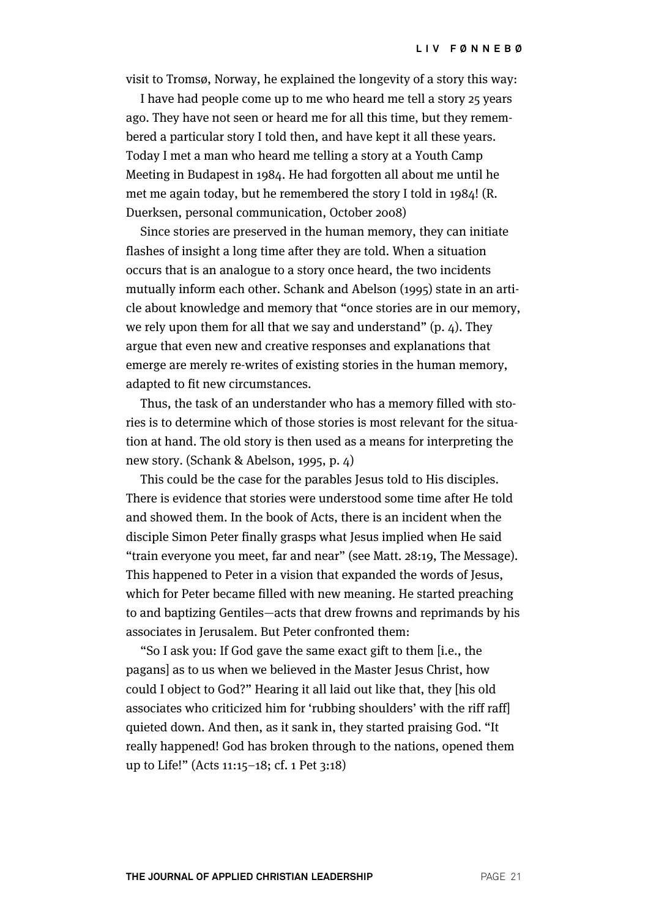visit to Tromsø, Norway, he explained the longevity of a story this way:

> I have had people come up to me who heard me tell a story 25 years ago. They have not seen or heard me for all this time, but they remembered a particular story I told then, and have kept it all these years. Today I met a man who heard me telling a story at a Youth Camp Meeting in Budapest in 1984. He had forgotten all about me until he met me again today, but he remembered the story I told in 1984! (R. Duerksen, personal communication, October 2008)

Since stories are preserved in the human memory, they can initiate flashes of insight a long time after they are told. When a situation occurs that is an analogue to a story once heard, the two incidents mutually inform each other. Schank and Abelson (1995) state in an article about knowledge and memory that "once stories are in our memory, we rely upon them for all that we say and understand" (p. 4). They argue that even new and creative responses and explanations that emerge are merely re-writes of existing stories in the human memory, adapted to fit new circumstances.

> Thus, the task of an understander who has a memory filled with stories is to determine which of those stories is most relevant for the situation at hand. The old story is then used as a means for interpreting the new story. (Schank & Abelson, 1995, p. 4)

This could be the case for the parables Jesus told to His disciples. There is evidence that stories were understood some time after He told and showed them. In the book of Acts, there is an incident when the disciple Simon Peter finally grasps what Jesus implied when He said "train everyone you meet, far and near" (see Matt. 28:19, The Message). This happened to Peter in a vision that expanded the words of Jesus, which for Peter became filled with new meaning. He started preaching to and baptizing Gentiles—acts that drew frowns and reprimands by his associates in Jerusalem. But Peter confronted them:

> "So I ask you: If God gave the same exact gift to them [i.e., the pagans] as to us when we believed in the Master Jesus Christ, how could I object to God?" Hearing it all laid out like that, they [his old associates who criticized him for 'rubbing shoulders' with the riff raff] quieted down. And then, as it sank in, they started praising God. "It really happened! God has broken through to the nations, opened them up to Life!" (Acts 11:15–18; cf. 1 Pet 3:18)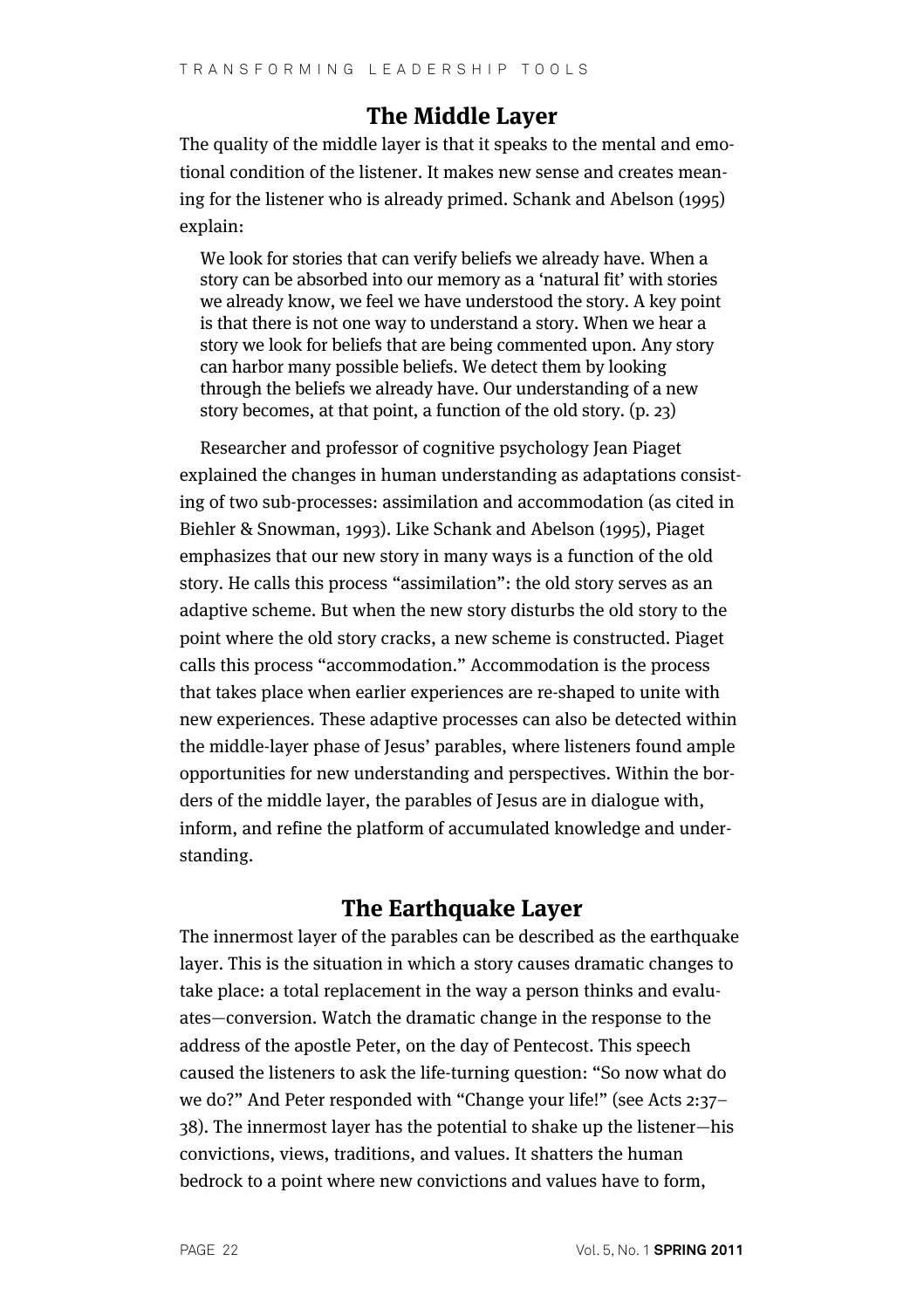## The Middle Layer

The quality of the middle layer is that it speaks to the mental and emotional condition of the listener. It makes new sense and creates meaning for the listener who is already primed. Schank and Abelson (1995) explain:

> We look for stories that can verify beliefs we already have. When a story can be absorbed into our memory as a 'natural fit' with stories we already know, we feel we have understood the story. A key point is that there is not one way to understand a story. When we hear a story we look for beliefs that are being commented upon. Any story can harbor many possible beliefs. We detect them by looking through the beliefs we already have. Our understanding of a new story becomes, at that point, a function of the old story. (p. 23)

Researcher and professor of cognitive psychology Jean Piaget explained the changes in human understanding as adaptations consisting of two sub-processes: assimilation and accommodation (as cited in Biehler & Snowman, 1993). Like Schank and Abelson (1995), Piaget emphasizes that our new story in many ways is a function of the old story. He calls this process "assimilation": the old story serves as an adaptive scheme. But when the new story disturbs the old story to the point where the old story cracks, a new scheme is constructed. Piaget calls this process "accommodation." Accommodation is the process that takes place when earlier experiences are re-shaped to unite with new experiences. These adaptive processes can also be detected within the middle-layer phase of Jesus' parables, where listeners found ample opportunities for new understanding and perspectives. Within the borders of the middle layer, the parables of Jesus are in dialogue with, inform, and refine the platform of accumulated knowledge and understanding.

## The Earthquake Layer

The innermost layer of the parables can be described as the earthquake layer. This is the situation in which a story causes dramatic changes to take place: a total replacement in the way a person thinks and evaluates—conversion. Watch the dramatic change in the response to the address of the apostle Peter, on the day of Pentecost. This speech caused the listeners to ask the life-turning question: "So now what do we do?" And Peter responded with "Change your life!" (see Acts 2:37–38). The innermost layer has the potential to shake up the listener—his convictions, views, traditions, and values. It shatters the human bedrock to a point where new convictions and values have to form,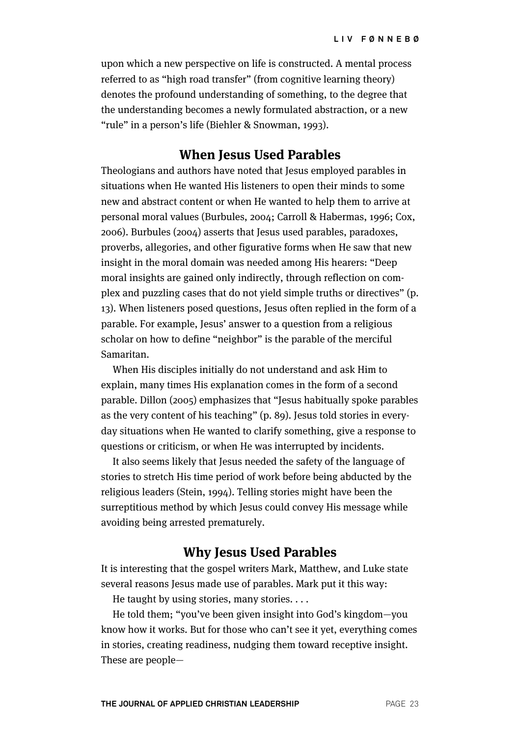upon which a new perspective on life is constructed. A mental process referred to as "high road transfer" (from cognitive learning theory) denotes the profound understanding of something, to the degree that the understanding becomes a newly formulated abstraction, or a new "rule" in a person's life (Biehler & Snowman, 1993).

## When Jesus Used Parables

Theologians and authors have noted that Jesus employed parables in situations when He wanted His listeners to open their minds to some new and abstract content or when He wanted to help them to arrive at personal moral values (Burbules, 2004; Carroll & Habermas, 1996; Cox, 2006). Burbules (2004) asserts that Jesus used parables, paradoxes, proverbs, allegories, and other figurative forms when He saw that new insight in the moral domain was needed among His hearers: "Deep moral insights are gained only indirectly, through reflection on complex and puzzling cases that do not yield simple truths or directives" (p. 13). When listeners posed questions, Jesus often replied in the form of a parable. For example, Jesus' answer to a question from a religious scholar on how to define "neighbor" is the parable of the merciful Samaritan.

When His disciples initially do not understand and ask Him to explain, many times His explanation comes in the form of a second parable. Dillon (2005) emphasizes that "Jesus habitually spoke parables as the very content of his teaching" (p. 89). Jesus told stories in everyday situations when He wanted to clarify something, give a response to questions or criticism, or when He was interrupted by incidents.

It also seems likely that Jesus needed the safety of the language of stories to stretch His time period of work before being abducted by the religious leaders (Stein, 1994). Telling stories might have been the surreptitious method by which Jesus could convey His message while avoiding being arrested prematurely.

## Why Jesus Used Parables

It is interesting that the gospel writers Mark, Matthew, and Luke state several reasons Jesus made use of parables. Mark put it this way:

He taught by using stories, many stories. . . .

He told them; "you've been given insight into God's kingdom—you know how it works. But for those who can't see it yet, everything comes in stories, creating readiness, nudging them toward receptive insight. These are people—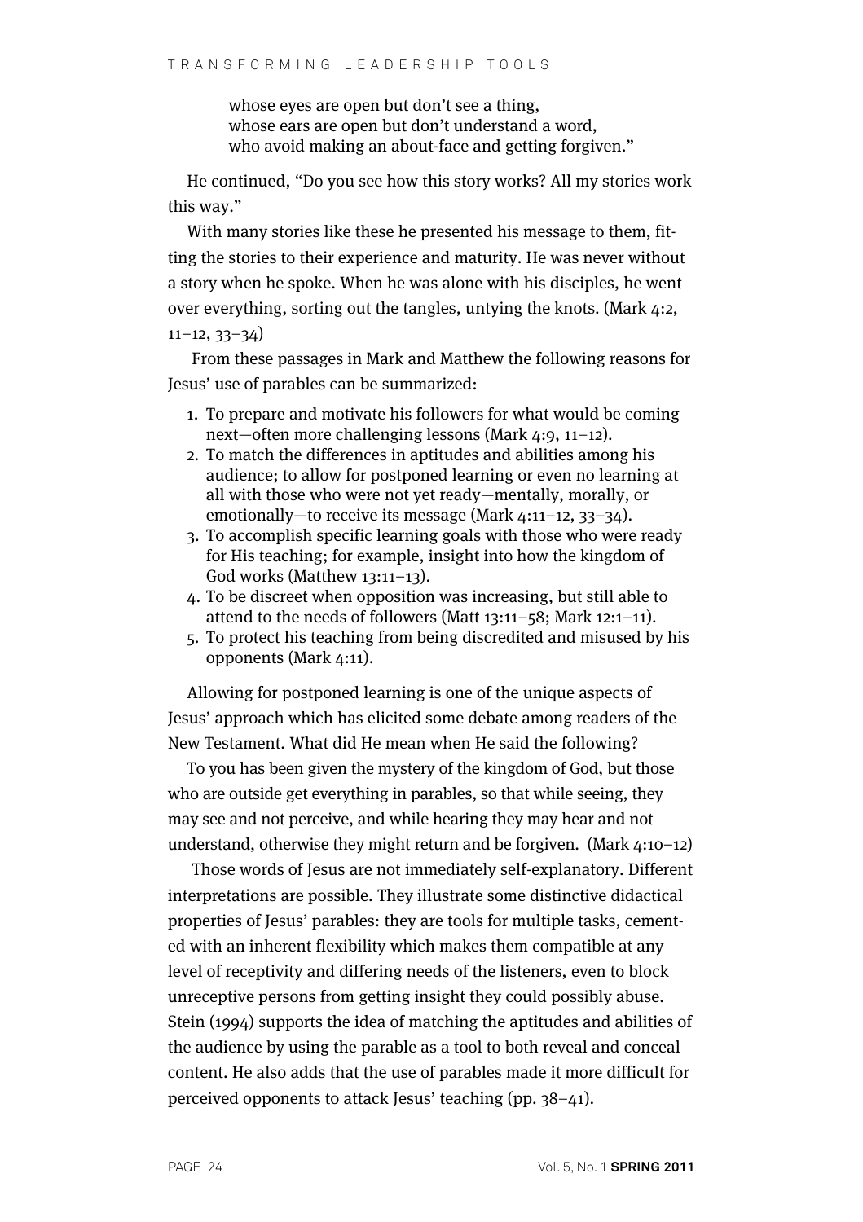> whose eyes are open but don't see a thing,
> whose ears are open but don't understand a word,
> who avoid making an about-face and getting forgiven."

He continued, "Do you see how this story works? All my stories work this way."

With many stories like these he presented his message to them, fitting the stories to their experience and maturity. He was never without a story when he spoke. When he was alone with his disciples, he went over everything, sorting out the tangles, untying the knots. (Mark 4:2, 11–12, 33–34)

From these passages in Mark and Matthew the following reasons for Jesus' use of parables can be summarized:

1. To prepare and motivate his followers for what would be coming next—often more challenging lessons (Mark 4:9, 11–12).
2. To match the differences in aptitudes and abilities among his audience; to allow for postponed learning or even no learning at all with those who were not yet ready—mentally, morally, or emotionally—to receive its message (Mark 4:11–12, 33–34).
3. To accomplish specific learning goals with those who were ready for His teaching; for example, insight into how the kingdom of God works (Matthew 13:11–13).
4. To be discreet when opposition was increasing, but still able to attend to the needs of followers (Matt 13:11–58; Mark 12:1–11).
5. To protect his teaching from being discredited and misused by his opponents (Mark 4:11).

Allowing for postponed learning is one of the unique aspects of Jesus' approach which has elicited some debate among readers of the New Testament. What did He mean when He said the following?

To you has been given the mystery of the kingdom of God, but those who are outside get everything in parables, so that while seeing, they may see and not perceive, and while hearing they may hear and not understand, otherwise they might return and be forgiven. (Mark 4:10–12)

Those words of Jesus are not immediately self-explanatory. Different interpretations are possible. They illustrate some distinctive didactical properties of Jesus' parables: they are tools for multiple tasks, cemented with an inherent flexibility which makes them compatible at any level of receptivity and differing needs of the listeners, even to block unreceptive persons from getting insight they could possibly abuse. Stein (1994) supports the idea of matching the aptitudes and abilities of the audience by using the parable as a tool to both reveal and conceal content. He also adds that the use of parables made it more difficult for perceived opponents to attack Jesus' teaching (pp. 38–41).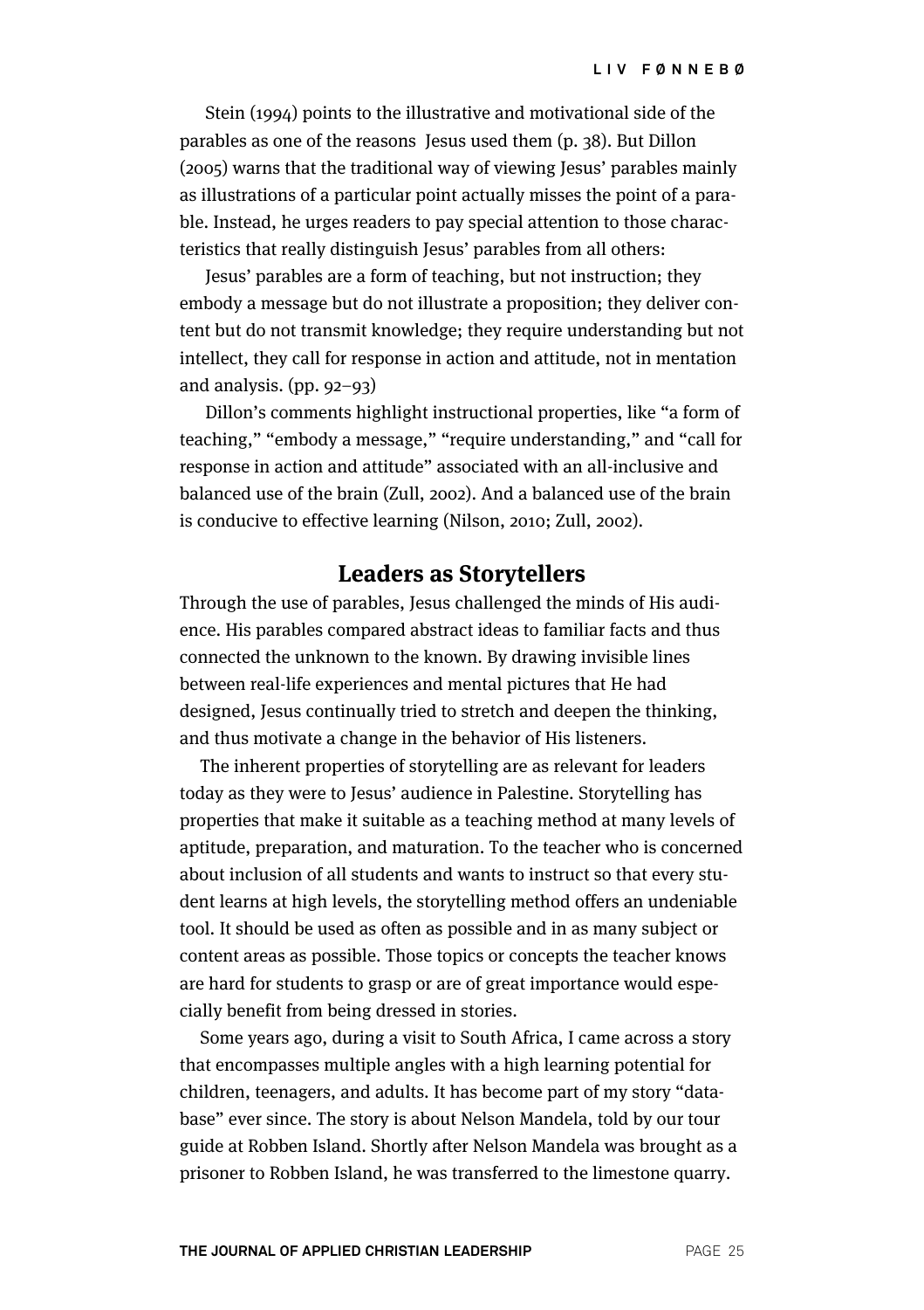Stein (1994) points to the illustrative and motivational side of the parables as one of the reasons Jesus used them (p. 38). But Dillon (2005) warns that the traditional way of viewing Jesus' parables mainly as illustrations of a particular point actually misses the point of a parable. Instead, he urges readers to pay special attention to those characteristics that really distinguish Jesus' parables from all others:

> Jesus' parables are a form of teaching, but not instruction; they embody a message but do not illustrate a proposition; they deliver content but do not transmit knowledge; they require understanding but not intellect, they call for response in action and attitude, not in mentation and analysis. (pp. 92–93)

Dillon's comments highlight instructional properties, like "a form of teaching," "embody a message," "require understanding," and "call for response in action and attitude" associated with an all-inclusive and balanced use of the brain (Zull, 2002). And a balanced use of the brain is conducive to effective learning (Nilson, 2010; Zull, 2002).

## Leaders as Storytellers

Through the use of parables, Jesus challenged the minds of His audience. His parables compared abstract ideas to familiar facts and thus connected the unknown to the known. By drawing invisible lines between real-life experiences and mental pictures that He had designed, Jesus continually tried to stretch and deepen the thinking, and thus motivate a change in the behavior of His listeners.

The inherent properties of storytelling are as relevant for leaders today as they were to Jesus' audience in Palestine. Storytelling has properties that make it suitable as a teaching method at many levels of aptitude, preparation, and maturation. To the teacher who is concerned about inclusion of all students and wants to instruct so that every student learns at high levels, the storytelling method offers an undeniable tool. It should be used as often as possible and in as many subject or content areas as possible. Those topics or concepts the teacher knows are hard for students to grasp or are of great importance would especially benefit from being dressed in stories.

Some years ago, during a visit to South Africa, I came across a story that encompasses multiple angles with a high learning potential for children, teenagers, and adults. It has become part of my story "database" ever since. The story is about Nelson Mandela, told by our tour guide at Robben Island. Shortly after Nelson Mandela was brought as a prisoner to Robben Island, he was transferred to the limestone quarry.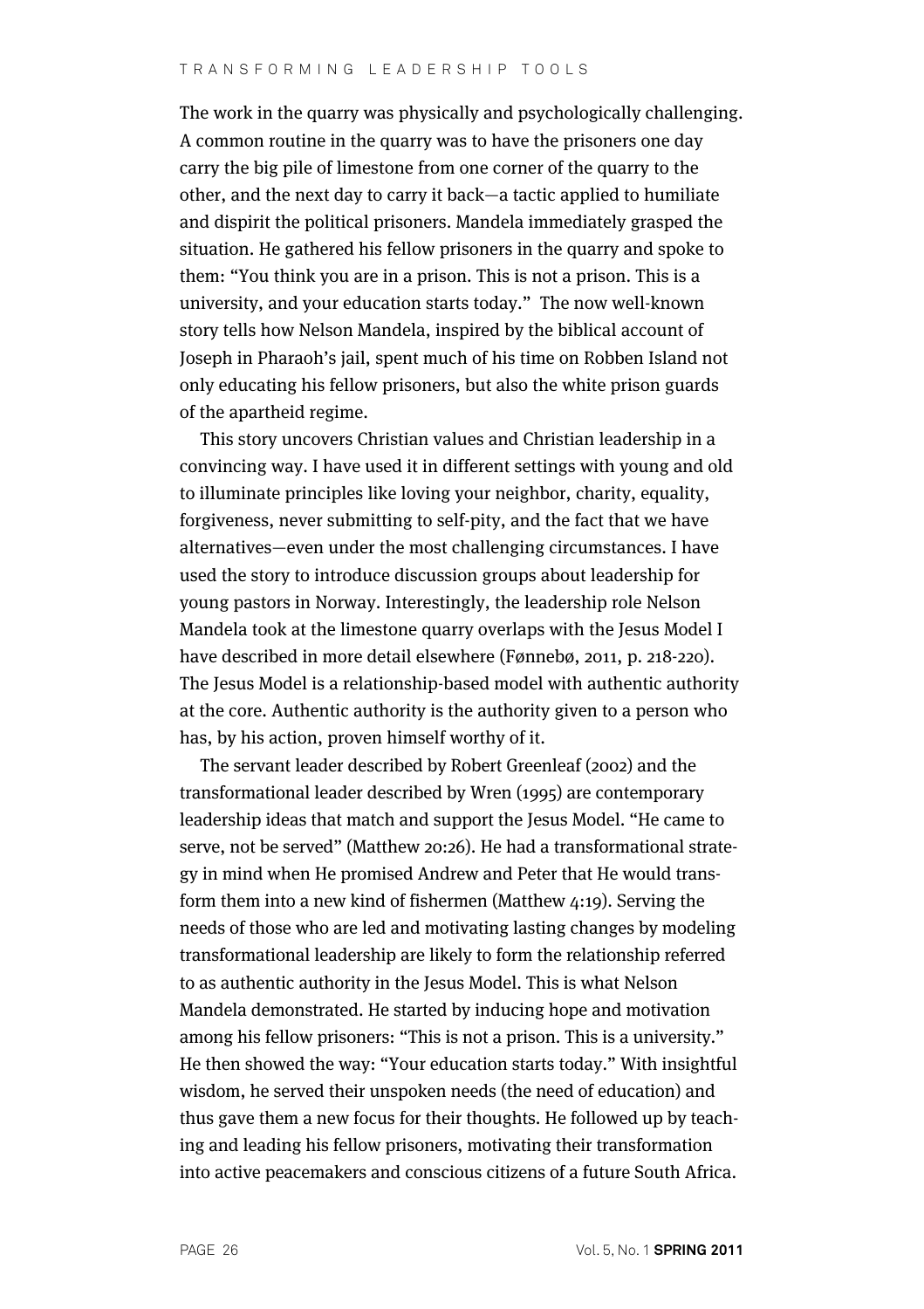The work in the quarry was physically and psychologically challenging. A common routine in the quarry was to have the prisoners one day carry the big pile of limestone from one corner of the quarry to the other, and the next day to carry it back—a tactic applied to humiliate and dispirit the political prisoners. Mandela immediately grasped the situation. He gathered his fellow prisoners in the quarry and spoke to them: "You think you are in a prison. This is not a prison. This is a university, and your education starts today." The now well-known story tells how Nelson Mandela, inspired by the biblical account of Joseph in Pharaoh's jail, spent much of his time on Robben Island not only educating his fellow prisoners, but also the white prison guards of the apartheid regime.

This story uncovers Christian values and Christian leadership in a convincing way. I have used it in different settings with young and old to illuminate principles like loving your neighbor, charity, equality, forgiveness, never submitting to self-pity, and the fact that we have alternatives—even under the most challenging circumstances. I have used the story to introduce discussion groups about leadership for young pastors in Norway. Interestingly, the leadership role Nelson Mandela took at the limestone quarry overlaps with the Jesus Model I have described in more detail elsewhere (Fønnebø, 2011, p. 218-220). The Jesus Model is a relationship-based model with authentic authority at the core. Authentic authority is the authority given to a person who has, by his action, proven himself worthy of it.

The servant leader described by Robert Greenleaf (2002) and the transformational leader described by Wren (1995) are contemporary leadership ideas that match and support the Jesus Model. "He came to serve, not be served" (Matthew 20:26). He had a transformational strategy in mind when He promised Andrew and Peter that He would transform them into a new kind of fishermen (Matthew 4:19). Serving the needs of those who are led and motivating lasting changes by modeling transformational leadership are likely to form the relationship referred to as authentic authority in the Jesus Model. This is what Nelson Mandela demonstrated. He started by inducing hope and motivation among his fellow prisoners: "This is not a prison. This is a university." He then showed the way: "Your education starts today." With insightful wisdom, he served their unspoken needs (the need of education) and thus gave them a new focus for their thoughts. He followed up by teaching and leading his fellow prisoners, motivating their transformation into active peacemakers and conscious citizens of a future South Africa.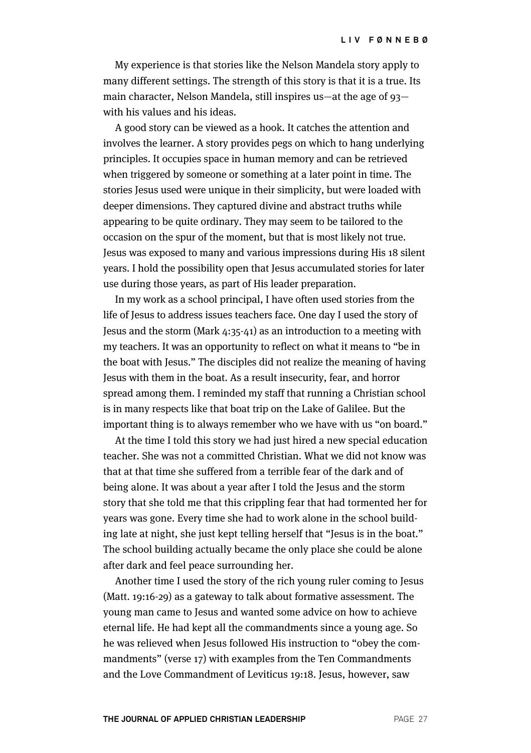My experience is that stories like the Nelson Mandela story apply to many different settings. The strength of this story is that it is a true. Its main character, Nelson Mandela, still inspires us—at the age of 93—with his values and his ideas.

A good story can be viewed as a hook. It catches the attention and involves the learner. A story provides pegs on which to hang underlying principles. It occupies space in human memory and can be retrieved when triggered by someone or something at a later point in time. The stories Jesus used were unique in their simplicity, but were loaded with deeper dimensions. They captured divine and abstract truths while appearing to be quite ordinary. They may seem to be tailored to the occasion on the spur of the moment, but that is most likely not true. Jesus was exposed to many and various impressions during His 18 silent years. I hold the possibility open that Jesus accumulated stories for later use during those years, as part of His leader preparation.

In my work as a school principal, I have often used stories from the life of Jesus to address issues teachers face. One day I used the story of Jesus and the storm (Mark 4:35-41) as an introduction to a meeting with my teachers. It was an opportunity to reflect on what it means to "be in the boat with Jesus." The disciples did not realize the meaning of having Jesus with them in the boat. As a result insecurity, fear, and horror spread among them. I reminded my staff that running a Christian school is in many respects like that boat trip on the Lake of Galilee. But the important thing is to always remember who we have with us "on board."

At the time I told this story we had just hired a new special education teacher. She was not a committed Christian. What we did not know was that at that time she suffered from a terrible fear of the dark and of being alone. It was about a year after I told the Jesus and the storm story that she told me that this crippling fear that had tormented her for years was gone. Every time she had to work alone in the school building late at night, she just kept telling herself that "Jesus is in the boat." The school building actually became the only place she could be alone after dark and feel peace surrounding her.

Another time I used the story of the rich young ruler coming to Jesus (Matt. 19:16-29) as a gateway to talk about formative assessment. The young man came to Jesus and wanted some advice on how to achieve eternal life. He had kept all the commandments since a young age. So he was relieved when Jesus followed His instruction to "obey the commandments" (verse 17) with examples from the Ten Commandments and the Love Commandment of Leviticus 19:18. Jesus, however, saw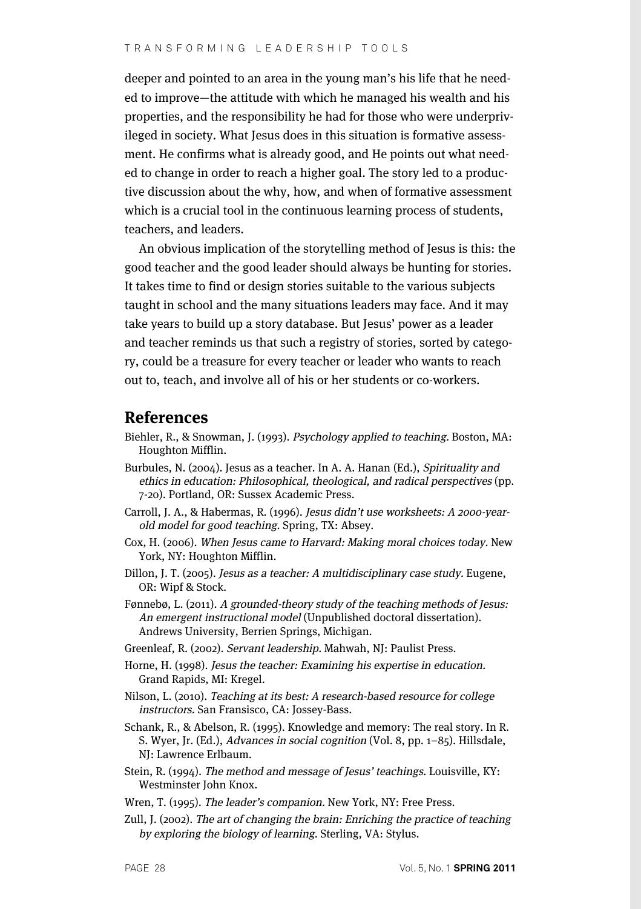deeper and pointed to an area in the young man's his life that he needed to improve—the attitude with which he managed his wealth and his properties, and the responsibility he had for those who were underprivileged in society. What Jesus does in this situation is formative assessment. He confirms what is already good, and He points out what needed to change in order to reach a higher goal. The story led to a productive discussion about the why, how, and when of formative assessment which is a crucial tool in the continuous learning process of students, teachers, and leaders.

An obvious implication of the storytelling method of Jesus is this: the good teacher and the good leader should always be hunting for stories. It takes time to find or design stories suitable to the various subjects taught in school and the many situations leaders may face. And it may take years to build up a story database. But Jesus' power as a leader and teacher reminds us that such a registry of stories, sorted by category, could be a treasure for every teacher or leader who wants to reach out to, teach, and involve all of his or her students or co-workers.

## References

Biehler, R., & Snowman, J. (1993). *Psychology applied to teaching.* Boston, MA: Houghton Mifflin.

Burbules, N. (2004). Jesus as a teacher. In A. A. Hanan (Ed.), *Spirituality and ethics in education: Philosophical, theological, and radical perspectives* (pp. 7-20). Portland, OR: Sussex Academic Press.

Carroll, J. A., & Habermas, R. (1996). *Jesus didn't use worksheets: A 2000-year-old model for good teaching.* Spring, TX: Absey.

Cox, H. (2006). *When Jesus came to Harvard: Making moral choices today.* New York, NY: Houghton Mifflin.

Dillon, J. T. (2005). *Jesus as a teacher: A multidisciplinary case study.* Eugene, OR: Wipf & Stock.

Fønnebø, L. (2011). *A grounded-theory study of the teaching methods of Jesus: An emergent instructional model* (Unpublished doctoral dissertation). Andrews University, Berrien Springs, Michigan.

Greenleaf, R. (2002). *Servant leadership.* Mahwah, NJ: Paulist Press.

Horne, H. (1998). *Jesus the teacher: Examining his expertise in education.* Grand Rapids, MI: Kregel.

Nilson, L. (2010). *Teaching at its best: A research-based resource for college instructors.* San Fransisco, CA: Jossey-Bass.

Schank, R., & Abelson, R. (1995). Knowledge and memory: The real story. In R. S. Wyer, Jr. (Ed.), *Advances in social cognition* (Vol. 8, pp. 1–85). Hillsdale, NJ: Lawrence Erlbaum.

Stein, R. (1994). *The method and message of Jesus' teachings.* Louisville, KY: Westminster John Knox.

Wren, T. (1995). *The leader's companion.* New York, NY: Free Press.

Zull, J. (2002). *The art of changing the brain: Enriching the practice of teaching by exploring the biology of learning.* Sterling, VA: Stylus.